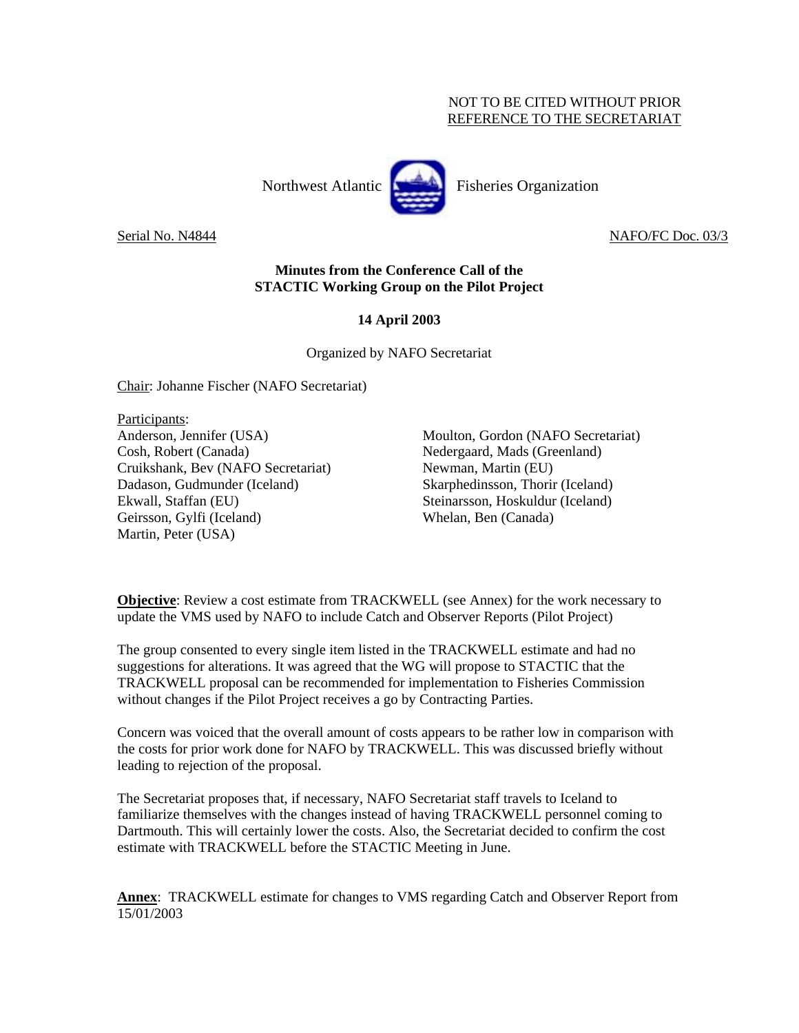NOT TO BE CITED WITHOUT PRIOR
REFERENCE TO THE SECRETARIAT

Northwest Atlantic Fisheries Organization

Serial No. N4844 NAFO/FC Doc. 03/3

**Minutes from the Conference Call of the STACTIC Working Group on the Pilot Project**

**14 April 2003**

Organized by NAFO Secretariat

Chair: Johanne Fischer (NAFO Secretariat)

Participants:
Anderson, Jennifer (USA)
Cosh, Robert (Canada)
Cruikshank, Bev (NAFO Secretariat)
Dadason, Gudmunder (Iceland)
Ekwall, Staffan (EU)
Geirsson, Gylfi (Iceland)
Martin, Peter (USA)
Moulton, Gordon (NAFO Secretariat)
Nedergaard, Mads (Greenland)
Newman, Martin (EU)
Skarphedinsson, Thorir (Iceland)
Steinarsson, Hoskuldur (Iceland)
Whelan, Ben (Canada)

**Objective**: Review a cost estimate from TRACKWELL (see Annex) for the work necessary to update the VMS used by NAFO to include Catch and Observer Reports (Pilot Project)

The group consented to every single item listed in the TRACKWELL estimate and had no suggestions for alterations. It was agreed that the WG will propose to STACTIC that the TRACKWELL proposal can be recommended for implementation to Fisheries Commission without changes if the Pilot Project receives a go by Contracting Parties.

Concern was voiced that the overall amount of costs appears to be rather low in comparison with the costs for prior work done for NAFO by TRACKWELL. This was discussed briefly without leading to rejection of the proposal.

The Secretariat proposes that, if necessary, NAFO Secretariat staff travels to Iceland to familiarize themselves with the changes instead of having TRACKWELL personnel coming to Dartmouth. This will certainly lower the costs. Also, the Secretariat decided to confirm the cost estimate with TRACKWELL before the STACTIC Meeting in June.

**Annex**: TRACKWELL estimate for changes to VMS regarding Catch and Observer Report from 15/01/2003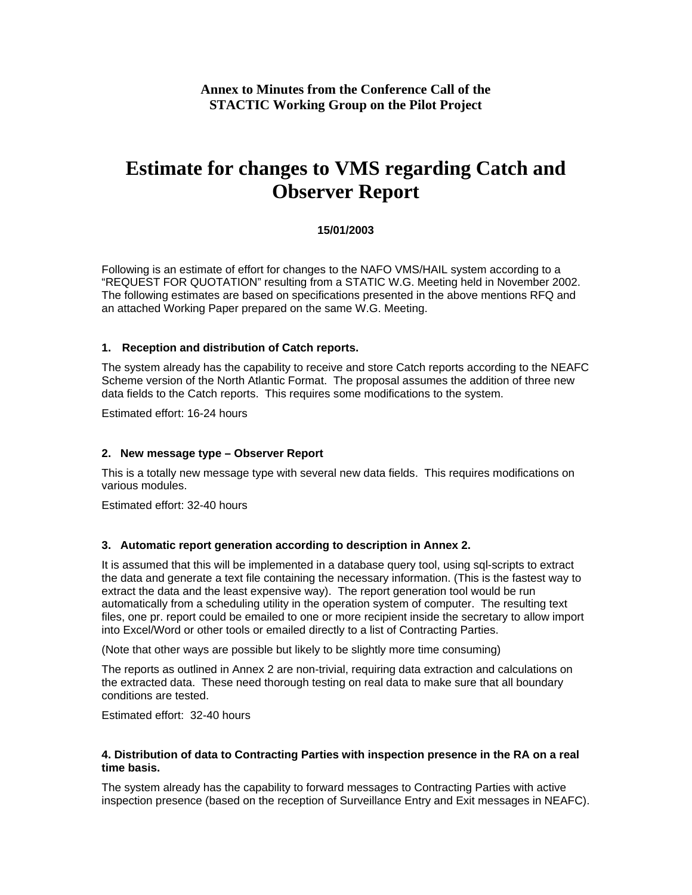**Annex to Minutes from the Conference Call of the STACTIC Working Group on the Pilot Project**

# Estimate for changes to VMS regarding Catch and Observer Report

**15/01/2003**

Following is an estimate of effort for changes to the NAFO VMS/HAIL system according to a "REQUEST FOR QUOTATION" resulting from a STATIC W.G. Meeting held in November 2002. The following estimates are based on specifications presented in the above mentions RFQ and an attached Working Paper prepared on the same W.G. Meeting.

### 1. Reception and distribution of Catch reports.

The system already has the capability to receive and store Catch reports according to the NEAFC Scheme version of the North Atlantic Format. The proposal assumes the addition of three new data fields to the Catch reports. This requires some modifications to the system.

Estimated effort: 16-24 hours

### 2. New message type – Observer Report

This is a totally new message type with several new data fields. This requires modifications on various modules.

Estimated effort: 32-40 hours

### 3. Automatic report generation according to description in Annex 2.

It is assumed that this will be implemented in a database query tool, using sql-scripts to extract the data and generate a text file containing the necessary information. (This is the fastest way to extract the data and the least expensive way). The report generation tool would be run automatically from a scheduling utility in the operation system of computer. The resulting text files, one pr. report could be emailed to one or more recipient inside the secretary to allow import into Excel/Word or other tools or emailed directly to a list of Contracting Parties.

(Note that other ways are possible but likely to be slightly more time consuming)

The reports as outlined in Annex 2 are non-trivial, requiring data extraction and calculations on the extracted data. These need thorough testing on real data to make sure that all boundary conditions are tested.

Estimated effort: 32-40 hours

### 4. Distribution of data to Contracting Parties with inspection presence in the RA on a real time basis.

The system already has the capability to forward messages to Contracting Parties with active inspection presence (based on the reception of Surveillance Entry and Exit messages in NEAFC).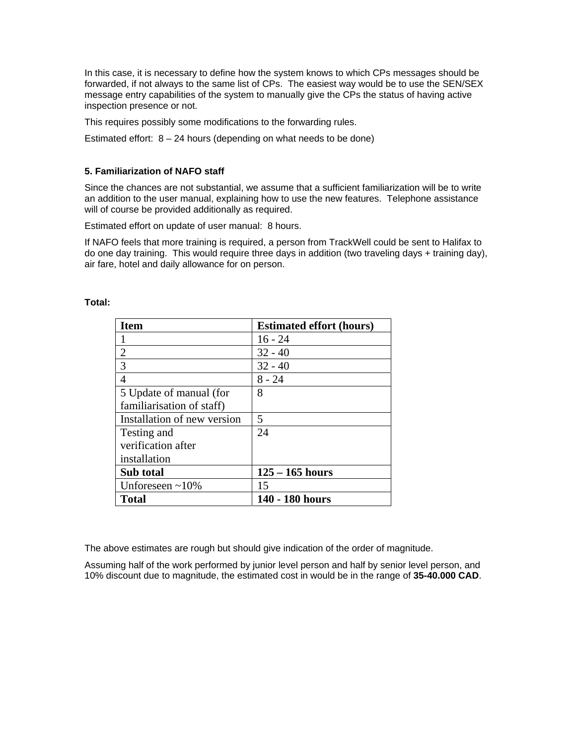In this case, it is necessary to define how the system knows to which CPs messages should be forwarded, if not always to the same list of CPs.  The easiest way would be to use the SEN/SEX message entry capabilities of the system to manually give the CPs the status of having active inspection presence or not.

This requires possibly some modifications to the forwarding rules.

Estimated effort:  8 – 24 hours (depending on what needs to be done)

### 5. Familiarization of NAFO staff

Since the chances are not substantial, we assume that a sufficient familiarization will be to write an addition to the user manual, explaining how to use the new features.  Telephone assistance will of course be provided additionally as required.

Estimated effort on update of user manual:  8 hours.

If NAFO feels that more training is required, a person from TrackWell could be sent to Halifax to do one day training.  This would require three days in addition (two traveling days + training day), air fare, hotel and daily allowance for on person.

**Total:**

| **Item** | **Estimated effort (hours)** |
|---|---|
| 1 | 16 - 24 |
| 2 | 32 - 40 |
| 3 | 32 - 40 |
| 4 | 8 - 24 |
| 5 Update of manual (for familiarisation of staff) | 8 |
| Installation of new version | 5 |
| Testing and verification after installation | 24 |
| **Sub total** | **125 – 165 hours** |
| Unforeseen ~10% | 15 |
| **Total** | **140 - 180 hours** |

The above estimates are rough but should give indication of the order of magnitude.

Assuming half of the work performed by junior level person and half by senior level person, and 10% discount due to magnitude, the estimated cost in would be in the range of **35-40.000 CAD**.